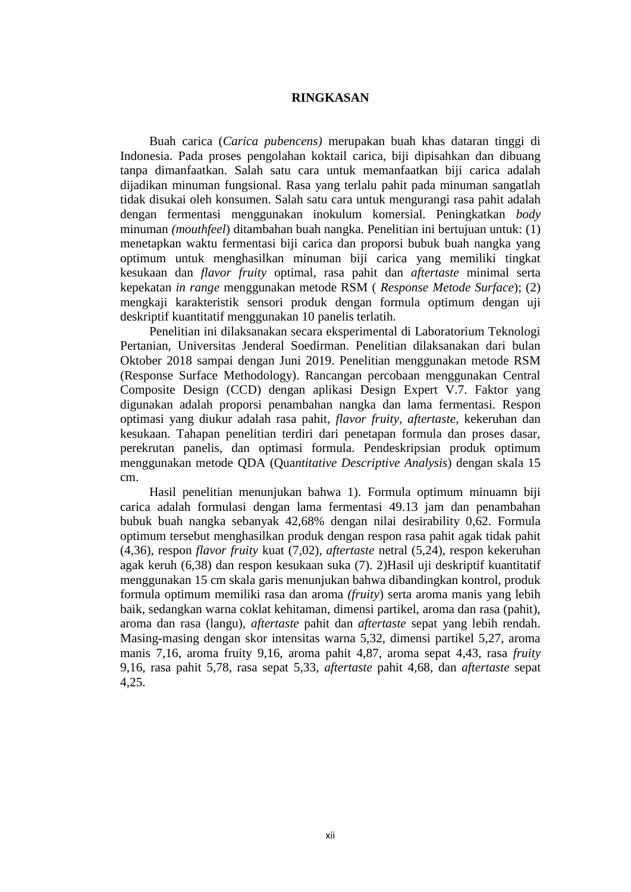# RINGKASAN

Buah carica (*Carica pubencens)* merupakan buah khas dataran tinggi di Indonesia. Pada proses pengolahan koktail carica, biji dipisahkan dan dibuang tanpa dimanfaatkan. Salah satu cara untuk memanfaatkan biji carica adalah dijadikan minuman fungsional. Rasa yang terlalu pahit pada minuman sangatlah tidak disukai oleh konsumen. Salah satu cara untuk mengurangi rasa pahit adalah dengan fermentasi menggunakan inokulum komersial. Peningkatkan *body* minuman *(mouthfeel*) ditambahan buah nangka. Penelitian ini bertujuan untuk: (1) menetapkan waktu fermentasi biji carica dan proporsi bubuk buah nangka yang optimum untuk menghasilkan minuman biji carica yang memiliki tingkat kesukaan dan *flavor fruity* optimal, rasa pahit dan *aftertaste* minimal serta kepekatan *in range* menggunakan metode RSM ( *Response Metode Surface*); (2) mengkaji karakteristik sensori produk dengan formula optimum dengan uji deskriptif kuantitatif menggunakan 10 panelis terlatih.

Penelitian ini dilaksanakan secara eksperimental di Laboratorium Teknologi Pertanian, Universitas Jenderal Soedirman. Penelitian dilaksanakan dari bulan Oktober 2018 sampai dengan Juni 2019. Penelitian menggunakan metode RSM (Response Surface Methodology). Rancangan percobaan menggunakan Central Composite Design (CCD) dengan aplikasi Design Expert V.7. Faktor yang digunakan adalah proporsi penambahan nangka dan lama fermentasi. Respon optimasi yang diukur adalah rasa pahit, *flavor fruity*, *aftertaste*, kekeruhan dan kesukaan. Tahapan penelitian terdiri dari penetapan formula dan proses dasar, perekrutan panelis, dan optimasi formula. Pendeskripsian produk optimum menggunakan metode QDA (Qua*ntitative Descriptive Analysis*) dengan skala 15 cm.

Hasil penelitian menunjukan bahwa 1). Formula optimum minuamn biji carica adalah formulasi dengan lama fermentasi 49.13 jam dan penambahan bubuk buah nangka sebanyak 42,68% dengan nilai desirability 0,62. Formula optimum tersebut menghasilkan produk dengan respon rasa pahit agak tidak pahit (4,36), respon *flavor fruity* kuat (7,02), *aftertaste* netral (5,24), respon kekeruhan agak keruh (6,38) dan respon kesukaan suka (7). 2)Hasil uji deskriptif kuantitatif menggunakan 15 cm skala garis menunjukan bahwa dibandingkan kontrol, produk formula optimum memiliki rasa dan aroma *(fruity*) serta aroma manis yang lebih baik, sedangkan warna coklat kehitaman, dimensi partikel, aroma dan rasa (pahit), aroma dan rasa (langu), *aftertaste* pahit dan *aftertaste* sepat yang lebih rendah. Masing-masing dengan skor intensitas warna 5,32, dimensi partikel 5,27, aroma manis 7,16, aroma fruity 9,16, aroma pahit 4,87, aroma sepat 4,43, rasa *fruity* 9,16, rasa pahit 5,78, rasa sepat 5,33, *aftertaste* pahit 4,68, dan *aftertaste* sepat 4,25.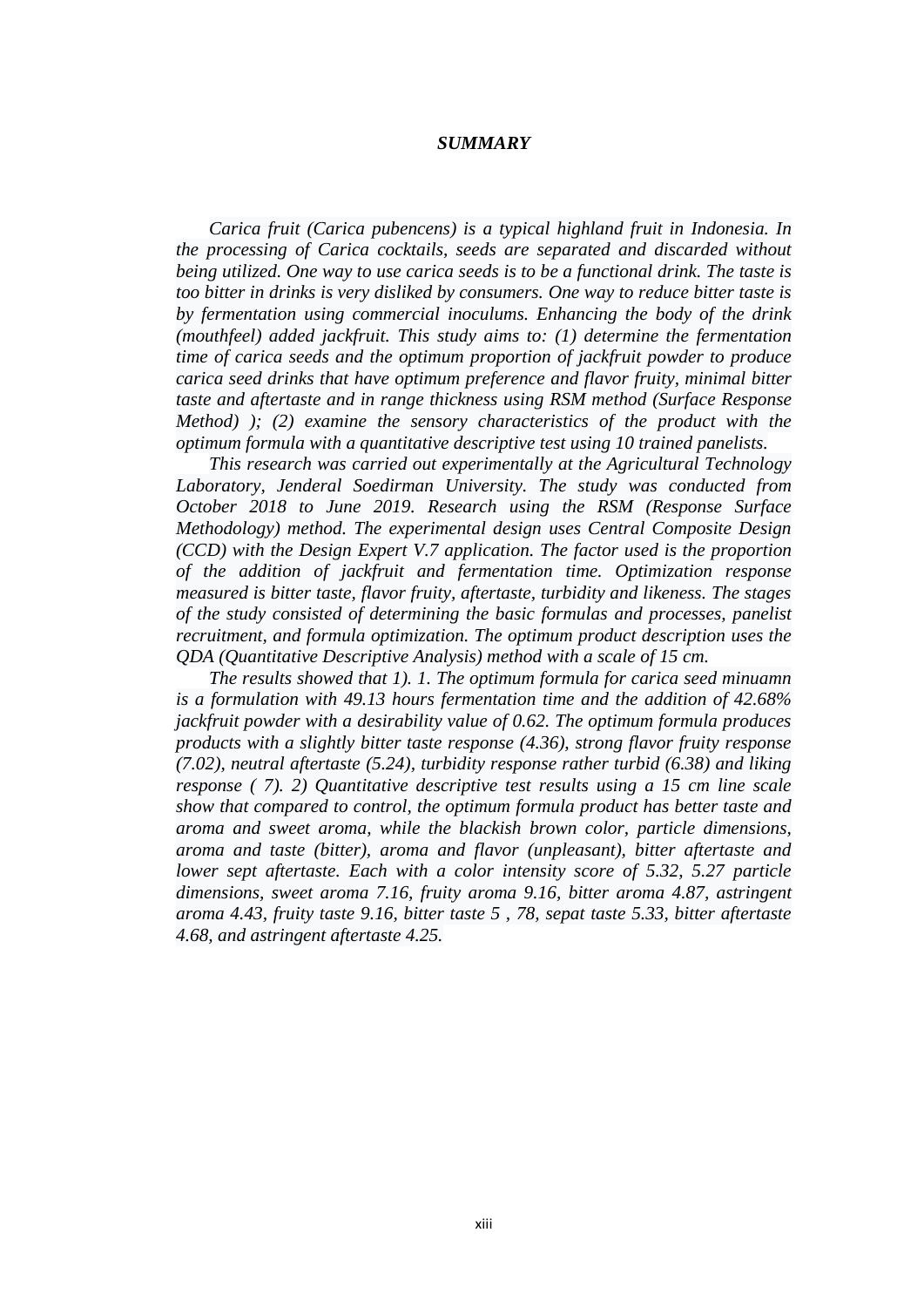### *SUMMARY*

*Carica fruit (Carica pubencens) is a typical highland fruit in Indonesia. In the processing of Carica cocktails, seeds are separated and discarded without being utilized. One way to use carica seeds is to be a functional drink. The taste is too bitter in drinks is very disliked by consumers. One way to reduce bitter taste is by fermentation using commercial inoculums. Enhancing the body of the drink (mouthfeel) added jackfruit. This study aims to: (1) determine the fermentation time of carica seeds and the optimum proportion of jackfruit powder to produce carica seed drinks that have optimum preference and flavor fruity, minimal bitter taste and aftertaste and in range thickness using RSM method (Surface Response Method) ); (2) examine the sensory characteristics of the product with the optimum formula with a quantitative descriptive test using 10 trained panelists.*

*This research was carried out experimentally at the Agricultural Technology Laboratory, Jenderal Soedirman University. The study was conducted from October 2018 to June 2019. Research using the RSM (Response Surface Methodology) method. The experimental design uses Central Composite Design (CCD) with the Design Expert V.7 application. The factor used is the proportion of the addition of jackfruit and fermentation time. Optimization response measured is bitter taste, flavor fruity, aftertaste, turbidity and likeness. The stages of the study consisted of determining the basic formulas and processes, panelist recruitment, and formula optimization. The optimum product description uses the QDA (Quantitative Descriptive Analysis) method with a scale of 15 cm.*

*The results showed that 1). 1. The optimum formula for carica seed minuamn is a formulation with 49.13 hours fermentation time and the addition of 42.68% jackfruit powder with a desirability value of 0.62. The optimum formula produces products with a slightly bitter taste response (4.36), strong flavor fruity response (7.02), neutral aftertaste (5.24), turbidity response rather turbid (6.38) and liking response ( 7). 2) Quantitative descriptive test results using a 15 cm line scale show that compared to control, the optimum formula product has better taste and aroma and sweet aroma, while the blackish brown color, particle dimensions, aroma and taste (bitter), aroma and flavor (unpleasant), bitter aftertaste and lower sept aftertaste. Each with a color intensity score of 5.32, 5.27 particle dimensions, sweet aroma 7.16, fruity aroma 9.16, bitter aroma 4.87, astringent aroma 4.43, fruity taste 9.16, bitter taste 5 , 78, sepat taste 5.33, bitter aftertaste 4.68, and astringent aftertaste 4.25.*